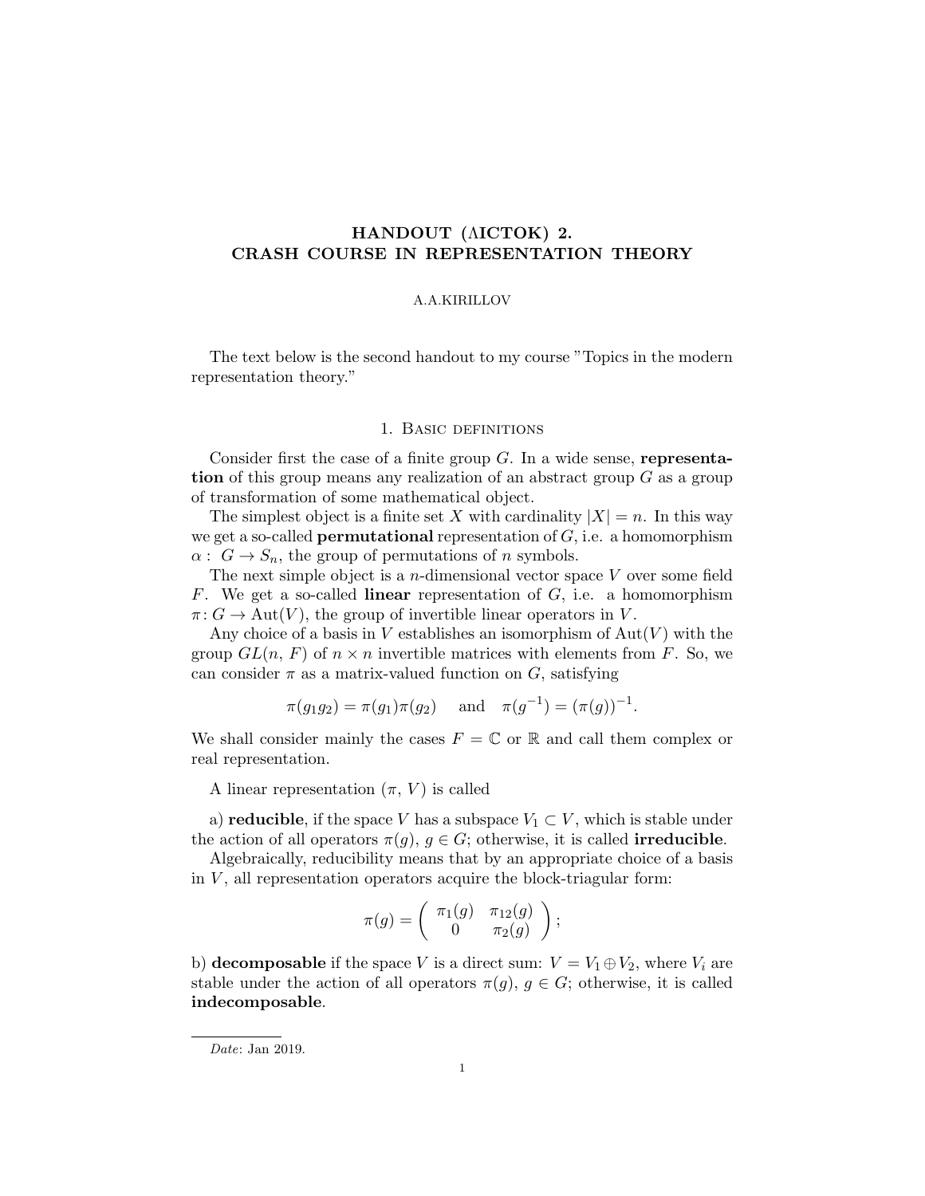# HANDOUT (ΛІСТОК) 2.
# CRASH COURSE IN REPRESENTATION THEORY

A.A.KIRILLOV

The text below is the second handout to my course "Topics in the modern representation theory."

## 1. Basic definitions

Consider first the case of a finite group $G$. In a wide sense, **representation** of this group means any realization of an abstract group $G$ as a group of transformation of some mathematical object.

The simplest object is a finite set $X$ with cardinality $|X| = n$. In this way we get a so-called **permutational** representation of $G$, i.e. a homomorphism $\alpha\colon\ G \to S_n$, the group of permutations of $n$ symbols.

The next simple object is a $n$-dimensional vector space $V$ over some field $F$. We get a so-called **linear** representation of $G$, i.e. a homomorphism $\pi\colon G \to \mathrm{Aut}(V)$, the group of invertible linear operators in $V$.

Any choice of a basis in $V$ establishes an isomorphism of $\mathrm{Aut}(V)$ with the group $GL(n,\, F)$ of $n \times n$ invertible matrices with elements from $F$. So, we can consider $\pi$ as a matrix-valued function on $G$, satisfying

$$\pi(g_1 g_2) = \pi(g_1)\pi(g_2) \quad \text{and} \quad \pi(g^{-1}) = (\pi(g))^{-1}.$$

We shall consider mainly the cases $F = \mathbb{C}$ or $\mathbb{R}$ and call them complex or real representation.

A linear representation $(\pi,\, V)$ is called

a) **reducible**, if the space $V$ has a subspace $V_1 \subset V$, which is stable under the action of all operators $\pi(g)$, $g \in G$; otherwise, it is called **irreducible**.

Algebraically, reducibility means that by an appropriate choice of a basis in $V$, all representation operators acquire the block-triagular form:

$$\pi(g) = \begin{pmatrix} \pi_1(g) & \pi_{12}(g) \\ 0 & \pi_2(g) \end{pmatrix};$$

b) **decomposable** if the space $V$ is a direct sum: $V = V_1 \oplus V_2$, where $V_i$ are stable under the action of all operators $\pi(g)$, $g \in G$; otherwise, it is called **indecomposable**.

*Date*: Jan 2019.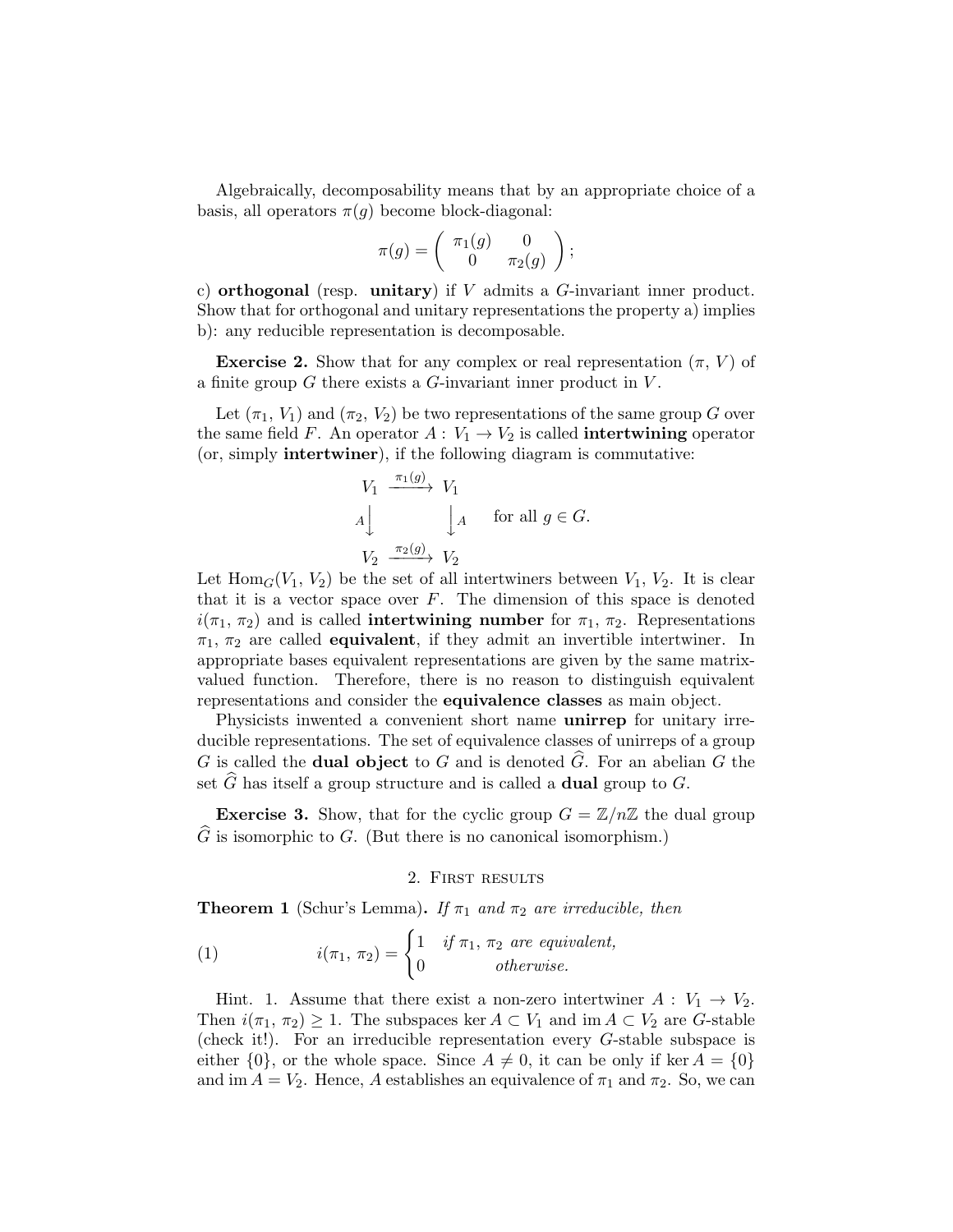Algebraically, decomposability means that by an appropriate choice of a basis, all operators $\pi(g)$ become block-diagonal:

$$\pi(g) = \begin{pmatrix} \pi_1(g) & 0 \\ 0 & \pi_2(g) \end{pmatrix};$$

c) **orthogonal** (resp. **unitary**) if $V$ admits a $G$-invariant inner product. Show that for orthogonal and unitary representations the property a) implies b): any reducible representation is decomposable.

**Exercise 2.** Show that for any complex or real representation $(\pi, V)$ of a finite group $G$ there exists a $G$-invariant inner product in $V$.

Let $(\pi_1, V_1)$ and $(\pi_2, V_2)$ be two representations of the same group $G$ over the same field $F$. An operator $A : V_1 \to V_2$ is called **intertwining** operator (or, simply **intertwiner**), if the following diagram is commutative:

$$\begin{array}{ccc} V_1 & \xrightarrow{\pi_1(g)} & V_1 \\ {\scriptstyle A}\big\downarrow & & \big\downarrow{\scriptstyle A} \\ V_2 & \xrightarrow{\pi_2(g)} & V_2 \end{array} \qquad \text{for all } g \in G.$$

Let $\mathrm{Hom}_G(V_1, V_2)$ be the set of all intertwiners between $V_1, V_2$. It is clear that it is a vector space over $F$. The dimension of this space is denoted $i(\pi_1, \pi_2)$ and is called **intertwining number** for $\pi_1, \pi_2$. Representations $\pi_1, \pi_2$ are called **equivalent**, if they admit an invertible intertwiner. In appropriate bases equivalent representations are given by the same matrix-valued function. Therefore, there is no reason to distinguish equivalent representations and consider the **equivalence classes** as main object.

Physicists inwented a convenient short name **unirrep** for unitary irreducible representations. The set of equivalence classes of unirreps of a group $G$ is called the **dual object** to $G$ and is denoted $\widehat{G}$. For an abelian $G$ the set $\widehat{G}$ has itself a group structure and is called a **dual** group to $G$.

**Exercise 3.** Show, that for the cyclic group $G = \mathbb{Z}/n\mathbb{Z}$ the dual group $\widehat{G}$ is isomorphic to $G$. (But there is no canonical isomorphism.)

## 2. First results

**Theorem 1** (Schur's Lemma). *If $\pi_1$ and $\pi_2$ are irreducible, then*

$$i(\pi_1, \pi_2) = \begin{cases} 1 & \text{if } \pi_1, \pi_2 \text{ are equivalent,} \\ 0 & \text{otherwise.} \end{cases} \tag{1}$$

Hint. 1. Assume that there exist a non-zero intertwiner $A : V_1 \to V_2$. Then $i(\pi_1, \pi_2) \geq 1$. The subspaces $\ker A \subset V_1$ and $\mathrm{im}\, A \subset V_2$ are $G$-stable (check it!). For an irreducible representation every $G$-stable subspace is either $\{0\}$, or the whole space. Since $A \neq 0$, it can be only if $\ker A = \{0\}$ and $\mathrm{im}\, A = V_2$. Hence, $A$ establishes an equivalence of $\pi_1$ and $\pi_2$. So, we can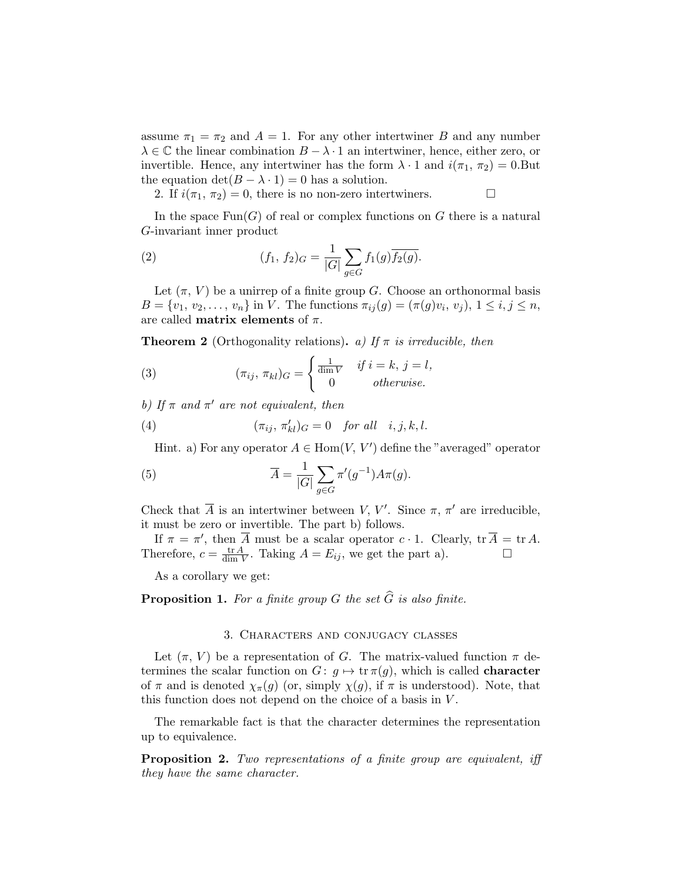assume $\pi_1 = \pi_2$ and $A = 1$. For any other intertwiner $B$ and any number $\lambda \in \mathbb{C}$ the linear combination $B - \lambda \cdot 1$ an intertwiner, hence, either zero, or invertible. Hence, any intertwiner has the form $\lambda \cdot 1$ and $i(\pi_1, \pi_2) = 0$.But the equation $\det(B - \lambda \cdot 1) = 0$ has a solution.

2. If $i(\pi_1, \pi_2) = 0$, there is no non-zero intertwiners. $\square$

In the space $\mathrm{Fun}(G)$ of real or complex functions on $G$ there is a natural $G$-invariant inner product

$$(f_1,\, f_2)_G = \frac{1}{|G|} \sum_{g \in G} f_1(g) \overline{f_2(g)}. \tag{2}$$

Let $(\pi,\, V)$ be a unirrep of a finite group $G$. Choose an orthonormal basis $B = \{v_1,\, v_2, \ldots,\, v_n\}$ in $V$. The functions $\pi_{ij}(g) = (\pi(g)v_i,\, v_j)$, $1 \le i, j \le n$, are called **matrix elements** of $\pi$.

**Theorem 2** (Orthogonality relations)**.** *a) If $\pi$ is irreducible, then*

$$(\pi_{ij},\, \pi_{kl})_G = \begin{cases} \frac{1}{\dim V} & \text{if } i = k,\ j = l, \\ 0 & \text{otherwise.} \end{cases} \tag{3}$$

*b) If $\pi$ and $\pi'$ are not equivalent, then*

$$(\pi_{ij},\, \pi'_{kl})_G = 0 \quad \text{for all} \quad i, j, k, l. \tag{4}$$

Hint. a) For any operator $A \in \mathrm{Hom}(V,\, V')$ define the "averaged" operator

$$\overline{A} = \frac{1}{|G|} \sum_{g \in G} \pi'(g^{-1}) A \pi(g). \tag{5}$$

Check that $\overline{A}$ is an intertwiner between $V,\, V'$. Since $\pi,\, \pi'$ are irreducible, it must be zero or invertible. The part b) follows.

If $\pi = \pi'$, then $\overline{A}$ must be a scalar operator $c \cdot 1$. Clearly, $\operatorname{tr} \overline{A} = \operatorname{tr} A$. Therefore, $c = \frac{\operatorname{tr} A}{\dim V}$. Taking $A = E_{ij}$, we get the part a). $\square$

As a corollary we get:

**Proposition 1.** *For a finite group $G$ the set $\widehat{G}$ is also finite.*

## 3. Characters and conjugacy classes

Let $(\pi,\, V)$ be a representation of $G$. The matrix-valued function $\pi$ determines the scalar function on $G$: $g \mapsto \operatorname{tr} \pi(g)$, which is called **character** of $\pi$ and is denoted $\chi_\pi(g)$ (or, simply $\chi(g)$, if $\pi$ is understood). Note, that this function does not depend on the choice of a basis in $V$.

The remarkable fact is that the character determines the representation up to equivalence.

**Proposition 2.** *Two representations of a finite group are equivalent, iff they have the same character.*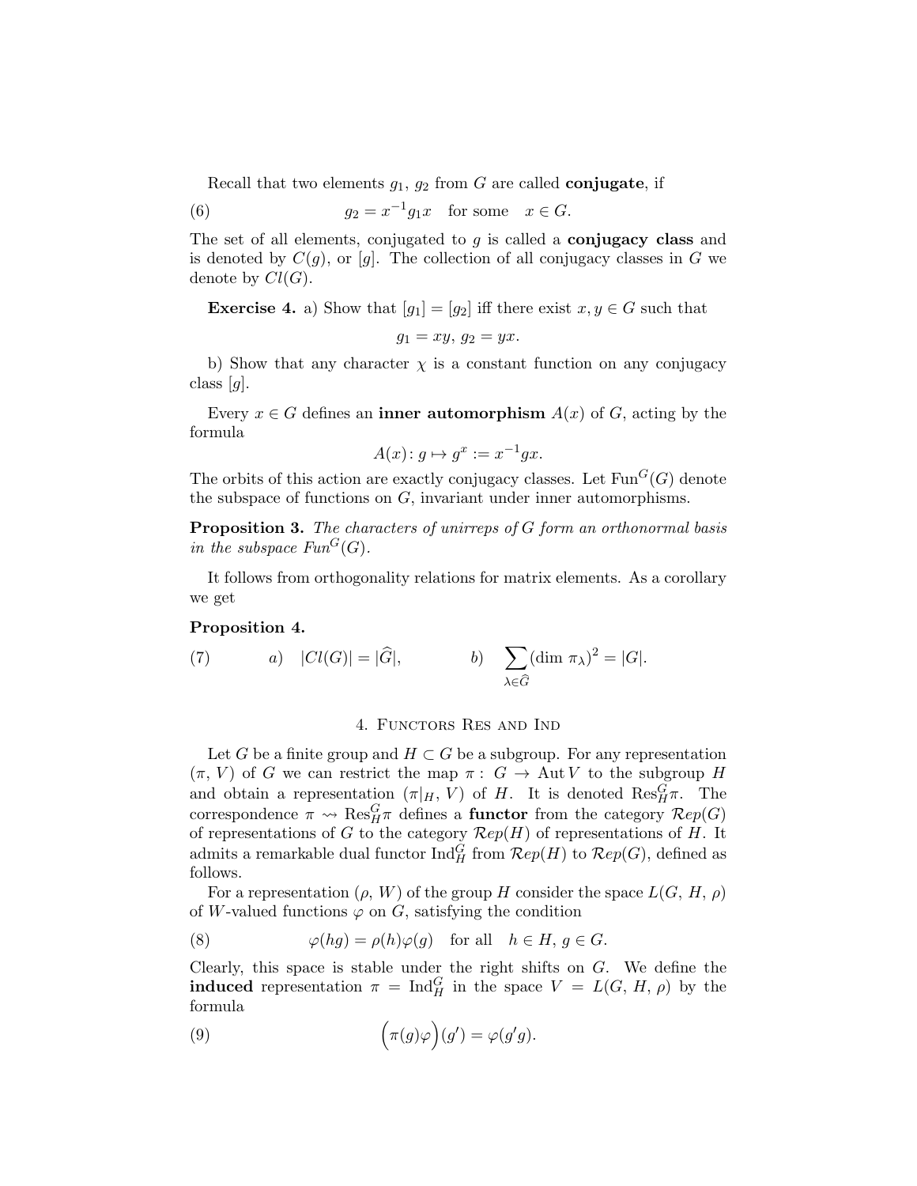Recall that two elements $g_1$, $g_2$ from $G$ are called **conjugate**, if

$$g_2 = x^{-1} g_1 x \quad \text{for some} \quad x \in G. \tag{6}$$

The set of all elements, conjugated to $g$ is called a **conjugacy class** and is denoted by $C(g)$, or $[g]$. The collection of all conjugacy classes in $G$ we denote by $Cl(G)$.

**Exercise 4.** a) Show that $[g_1] = [g_2]$ iff there exist $x, y \in G$ such that

$$g_1 = xy, \; g_2 = yx.$$

b) Show that any character $\chi$ is a constant function on any conjugacy class $[g]$.

Every $x \in G$ defines an **inner automorphism** $A(x)$ of $G$, acting by the formula

$$A(x)\colon g \mapsto g^x := x^{-1} g x.$$

The orbits of this action are exactly conjugacy classes. Let $\mathrm{Fun}^G(G)$ denote the subspace of functions on $G$, invariant under inner automorphisms.

**Proposition 3.** *The characters of unirreps of $G$ form an orthonormal basis in the subspace $Fun^G(G)$.*

It follows from orthogonality relations for matrix elements. As a corollary we get

**Proposition 4.**

$$a) \quad |Cl(G)| = |\widehat{G}|, \qquad\qquad b) \quad \sum_{\lambda \in \widehat{G}} (\dim\, \pi_\lambda)^2 = |G|. \tag{7}$$

## 4. Functors Res and Ind

Let $G$ be a finite group and $H \subset G$ be a subgroup. For any representation $(\pi, V)$ of $G$ we can restrict the map $\pi:\; G \to \mathrm{Aut}\, V$ to the subgroup $H$ and obtain a representation $(\pi|_H, V)$ of $H$. It is denoted $\mathrm{Res}^G_H \pi$. The correspondence $\pi \rightsquigarrow \mathrm{Res}^G_H \pi$ defines a **functor** from the category $\mathcal{R}ep(G)$ of representations of $G$ to the category $\mathcal{R}ep(H)$ of representations of $H$. It admits a remarkable dual functor $\mathrm{Ind}^G_H$ from $\mathcal{R}ep(H)$ to $\mathcal{R}ep(G)$, defined as follows.

For a representation $(\rho, W)$ of the group $H$ consider the space $L(G, H, \rho)$ of $W$-valued functions $\varphi$ on $G$, satisfying the condition

$$\varphi(hg) = \rho(h)\varphi(g) \quad \text{for all} \quad h \in H,\, g \in G. \tag{8}$$

Clearly, this space is stable under the right shifts on $G$. We define the **induced** representation $\pi = \mathrm{Ind}^G_H$ in the space $V = L(G, H, \rho)$ by the formula

$$\Big(\pi(g)\varphi\Big)(g') = \varphi(g'g). \tag{9}$$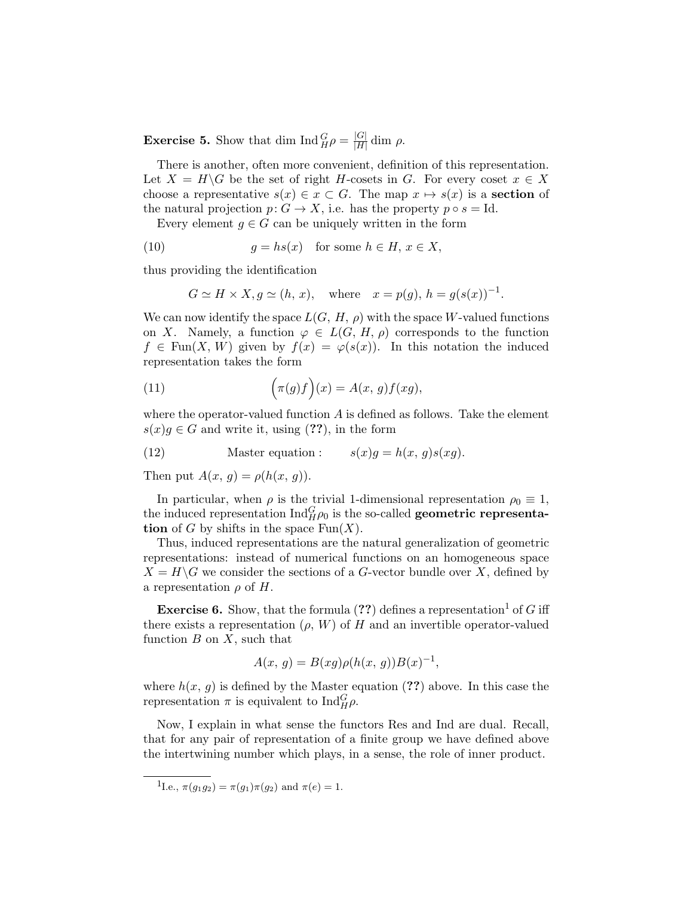**Exercise 5.** Show that $\dim \operatorname{Ind}_H^G \rho = \frac{|G|}{|H|} \dim \rho$.

There is another, often more convenient, definition of this representation. Let $X = H\backslash G$ be the set of right $H$-cosets in $G$. For every coset $x \in X$ choose a representative $s(x) \in x \subset G$. The map $x \mapsto s(x)$ is a **section** of the natural projection $p\colon G \to X$, i.e. has the property $p \circ s = \mathrm{Id}$.

Every element $g \in G$ can be uniquely written in the form

$$g = hs(x) \quad \text{for some } h \in H,\, x \in X, \tag{10}$$

thus providing the identification

$$G \simeq H \times X, g \simeq (h,\, x), \quad \text{where} \quad x = p(g),\, h = g(s(x))^{-1}.$$

We can now identify the space $L(G,\, H,\, \rho)$ with the space $W$-valued functions on $X$. Namely, a function $\varphi \in L(G,\, H,\, \rho)$ corresponds to the function $f \in \operatorname{Fun}(X,\, W)$ given by $f(x) = \varphi(s(x))$. In this notation the induced representation takes the form

$$\Big(\pi(g)f\Big)(x) = A(x,\, g)f(xg), \tag{11}$$

where the operator-valued function $A$ is defined as follows. Take the element $s(x)g \in G$ and write it, using (**??**), in the form

$$\text{Master equation :} \qquad s(x)g = h(x,\, g)s(xg). \tag{12}$$

Then put $A(x,\, g) = \rho(h(x,\, g))$.

In particular, when $\rho$ is the trivial 1-dimensional representation $\rho_0 \equiv 1$, the induced representation $\operatorname{Ind}_H^G \rho_0$ is the so-called **geometric representation** of $G$ by shifts in the space $\operatorname{Fun}(X)$.

Thus, induced representations are the natural generalization of geometric representations: instead of numerical functions on an homogeneous space $X = H\backslash G$ we consider the sections of a $G$-vector bundle over $X$, defined by a representation $\rho$ of $H$.

**Exercise 6.** Show, that the formula (**??**) defines a representation[1] of $G$ iff there exists a representation $(\rho,\, W)$ of $H$ and an invertible operator-valued function $B$ on $X$, such that

$$A(x,\, g) = B(xg)\rho(h(x,\, g))B(x)^{-1},$$

where $h(x,\, g)$ is defined by the Master equation (**??**) above. In this case the representation $\pi$ is equivalent to $\operatorname{Ind}_H^G \rho$.

Now, I explain in what sense the functors Res and Ind are dual. Recall, that for any pair of representation of a finite group we have defined above the intertwining number which plays, in a sense, the role of inner product.

---

[1] I.e., $\pi(g_1 g_2) = \pi(g_1)\pi(g_2)$ and $\pi(e) = 1$.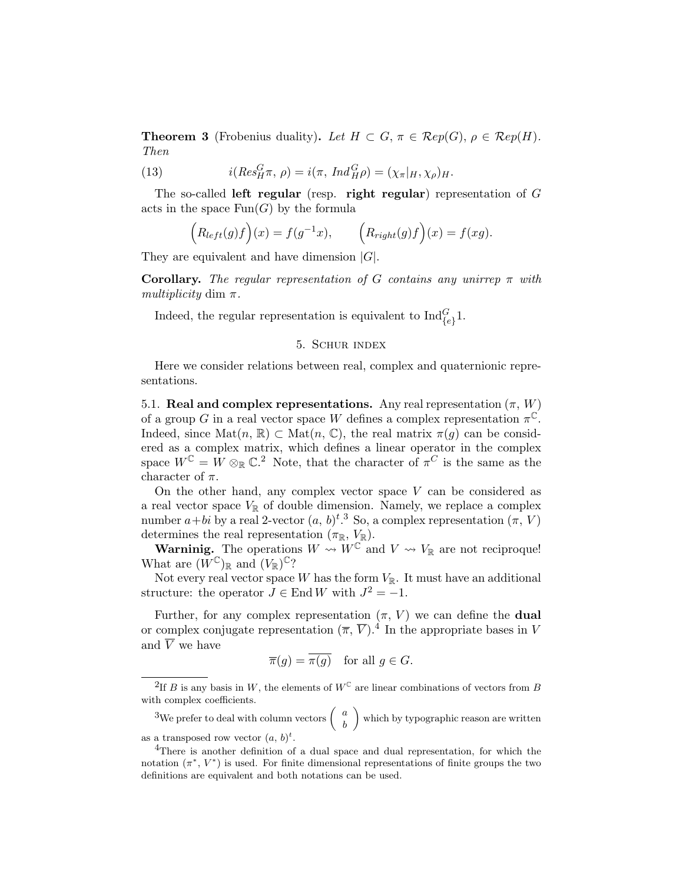**Theorem 3** (Frobenius duality)**.** *Let $H \subset G$, $\pi \in \mathcal{R}ep(G)$, $\rho \in \mathcal{R}ep(H)$. Then*

$$i(Res_H^G \pi,\, \rho) = i(\pi,\, Ind_H^G \rho) = (\chi_\pi|_H, \chi_\rho)_H. \tag{13}$$

The so-called **left regular** (resp. **right regular**) representation of $G$ acts in the space $\mathrm{Fun}(G)$ by the formula

$$\Big(R_{left}(g)f\Big)(x) = f(g^{-1}x), \qquad \Big(R_{right}(g)f\Big)(x) = f(xg).$$

They are equivalent and have dimension $|G|$.

**Corollary.** *The regular representation of $G$ contains any unirrep $\pi$ with multiplicity* $\dim \pi$*.*

Indeed, the regular representation is equivalent to $\mathrm{Ind}_{\{e\}}^G 1$.

## 5. Schur index

Here we consider relations between real, complex and quaternionic representations.

### 5.1. Real and complex representations.

Any real representation $(\pi, W)$ of a group $G$ in a real vector space $W$ defines a complex representation $\pi^{\mathbb{C}}$. Indeed, since $\mathrm{Mat}(n, \mathbb{R}) \subset \mathrm{Mat}(n, \mathbb{C})$, the real matrix $\pi(g)$ can be considered as a complex matrix, which defines a linear operator in the complex space $W^{\mathbb{C}} = W \otimes_{\mathbb{R}} \mathbb{C}$.[2] Note, that the character of $\pi^C$ is the same as the character of $\pi$.

On the other hand, any complex vector space $V$ can be considered as a real vector space $V_{\mathbb{R}}$ of double dimension. Namely, we replace a complex number $a+bi$ by a real 2-vector $(a,\, b)^t$.[3] So, a complex representation $(\pi, V)$ determines the real representation $(\pi_{\mathbb{R}}, V_{\mathbb{R}})$.

**Warninig.** The operations $W \rightsquigarrow W^{\mathbb{C}}$ and $V \rightsquigarrow V_{\mathbb{R}}$ are not reciproque! What are $(W^{\mathbb{C}})_{\mathbb{R}}$ and $(V_{\mathbb{R}})^{\mathbb{C}}$?

Not every real vector space $W$ has the form $V_{\mathbb{R}}$. It must have an additional structure: the operator $J \in \mathrm{End}\, W$ with $J^2 = -1$.

Further, for any complex representation $(\pi, V)$ we can define the **dual** or complex conjugate representation $(\overline{\pi}, \overline{V})$.[4] In the appropriate bases in $V$ and $\overline{V}$ we have

$$\overline{\pi}(g) = \overline{\pi(g)} \quad \text{for all } g \in G.$$

---

[2] If $B$ is any basis in $W$, the elements of $W^{\mathbb{C}}$ are linear combinations of vectors from $B$ with complex coefficients.

[3] We prefer to deal with column vectors $\begin{pmatrix} a \\ b \end{pmatrix}$ which by typographic reason are written as a transposed row vector $(a,\, b)^t$.

[4] There is another definition of a dual space and dual representation, for which the notation $(\pi^*,\, V^*)$ is used. For finite dimensional representations of finite groups the two definitions are equivalent and both notations can be used.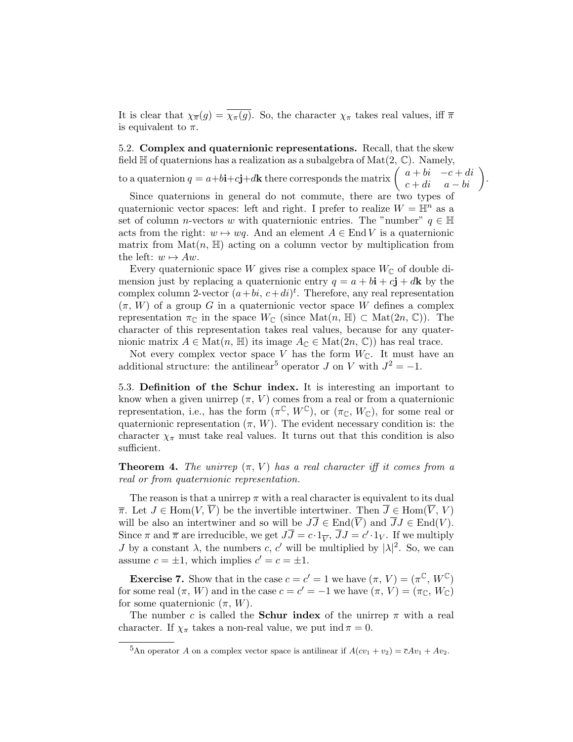It is clear that $\chi_{\overline{\pi}}(g) = \overline{\chi_\pi(g)}$. So, the character $\chi_\pi$ takes real values, iff $\overline{\pi}$ is equivalent to $\pi$.

5.2. **Complex and quaternionic representations.** Recall, that the skew field $\mathbb{H}$ of quaternions has a realization as a subalgebra of $\mathrm{Mat}(2, \mathbb{C})$. Namely, to a quaternion $q = a+b\mathbf{i}+c\mathbf{j}+d\mathbf{k}$ there corresponds the matrix $\begin{pmatrix} a+bi & -c+di \\ c+di & a-bi \end{pmatrix}$.

Since quaternions in general do not commute, there are two types of quaternionic vector spaces: left and right. I prefer to realize $W = \mathbb{H}^n$ as a set of column $n$-vectors $w$ with quaternionic entries. The "number" $q \in \mathbb{H}$ acts from the right: $w \mapsto wq$. And an element $A \in \mathrm{End}\, V$ is a quaternionic matrix from $\mathrm{Mat}(n, \mathbb{H})$ acting on a column vector by multiplication from the left: $w \mapsto Aw$.

Every quaternionic space $W$ gives rise a complex space $W_{\mathbb{C}}$ of double dimension just by replacing a quaternionic entry $q = a + b\mathbf{i} + c\mathbf{j} + d\mathbf{k}$ by the complex column 2-vector $(a+bi,\, c+di)^t$. Therefore, any real representation $(\pi,\, W)$ of a group $G$ in a quaternionic vector space $W$ defines a complex representation $\pi_{\mathbb{C}}$ in the space $W_{\mathbb{C}}$ (since $\mathrm{Mat}(n, \mathbb{H}) \subset \mathrm{Mat}(2n, \mathbb{C})$). The character of this representation takes real values, because for any quaternionic matrix $A \in \mathrm{Mat}(n, \mathbb{H})$ its image $A_{\mathbb{C}} \in \mathrm{Mat}(2n, \mathbb{C}))$ has real trace.

Not every complex vector space $V$ has the form $W_{\mathbb{C}}$. It must have an additional structure: the antilinear[5] operator $J$ on $V$ with $J^2 = -1$.

5.3. **Definition of the Schur index.** It is interesting an important to know when a given unirrep $(\pi,\, V)$ comes from a real or from a quaternionic representation, i.e., has the form $(\pi^{\mathbb{C}},\, W^{\mathbb{C}})$, or $(\pi_{\mathbb{C}},\, W_{\mathbb{C}})$, for some real or quaternionic representation $(\pi,\, W)$. The evident necessary condition is: the character $\chi_\pi$ must take real values. It turns out that this condition is also sufficient.

**Theorem 4.** *The unirrep $(\pi,\, V)$ has a real character iff it comes from a real or from quaternionic representation.*

The reason is that a unirrep $\pi$ with a real character is equivalent to its dual $\overline{\pi}$. Let $J \in \mathrm{Hom}(V,\, \overline{V})$ be the invertible intertwiner. Then $\overline{J} \in \mathrm{Hom}(\overline{V},\, V)$ will be also an intertwiner and so will be $J\overline{J} \in \mathrm{End}(\overline{V})$ and $\overline{J}J \in \mathrm{End}(V)$. Since $\pi$ and $\overline{\pi}$ are irreducible, we get $J\overline{J} = c \cdot 1_{\overline{V}}$, $\overline{J}J = c' \cdot 1_V$. If we multiply $J$ by a constant $\lambda$, the numbers $c$, $c'$ will be multiplied by $|\lambda|^2$. So, we can assume $c = \pm 1$, which implies $c' = c = \pm 1$.

**Exercise 7.** Show that in the case $c = c' = 1$ we have $(\pi,\, V) = (\pi^{\mathbb{C}},\, W^{\mathbb{C}})$ for some real $(\pi,\, W)$ and in the case $c = c' = -1$ we have $(\pi,\, V) = (\pi_{\mathbb{C}},\, W_{\mathbb{C}})$ for some quaternionic $(\pi,\, W)$.

The number $c$ is called the **Schur index** of the unirrep $\pi$ with a real character. If $\chi_\pi$ takes a non-real value, we put $\mathrm{ind}\, \pi = 0$.

[5]An operator $A$ on a complex vector space is antilinear if $A(cv_1 + v_2) = \overline{c}Av_1 + Av_2$.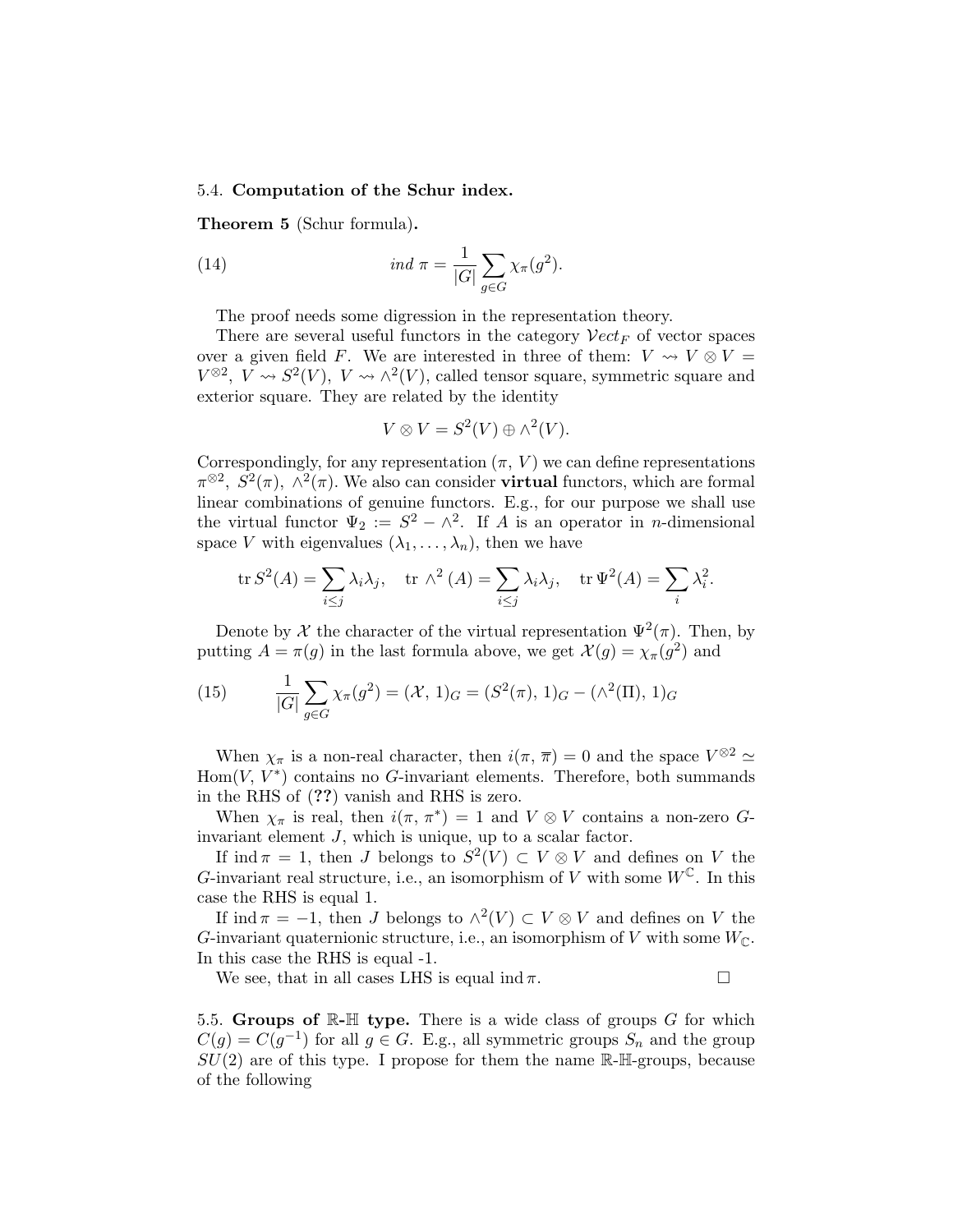5.4. **Computation of the Schur index.**

**Theorem 5** (Schur formula)**.**

$$ind\ \pi = \frac{1}{|G|} \sum_{g \in G} \chi_\pi(g^2). \tag{14}$$

The proof needs some digression in the representation theory.

There are several useful functors in the category $\mathcal{V}ect_F$ of vector spaces over a given field $F$. We are interested in three of them: $V \rightsquigarrow V \otimes V = V^{\otimes 2}$, $V \rightsquigarrow S^2(V)$, $V \rightsquigarrow \wedge^2(V)$, called tensor square, symmetric square and exterior square. They are related by the identity

$$V \otimes V = S^2(V) \oplus \wedge^2(V).$$

Correspondingly, for any representation $(\pi,\, V)$ we can define representations $\pi^{\otimes 2}$, $S^2(\pi)$, $\wedge^2(\pi)$. We also can consider **virtual** functors, which are formal linear combinations of genuine functors. E.g., for our purpose we shall use the virtual functor $\Psi_2 := S^2 - \wedge^2$. If $A$ is an operator in $n$-dimensional space $V$ with eigenvalues $(\lambda_1, \ldots, \lambda_n)$, then we have

$$\operatorname{tr} S^2(A) = \sum_{i \leq j} \lambda_i \lambda_j, \quad \operatorname{tr} \wedge^2(A) = \sum_{i \leq j} \lambda_i \lambda_j, \quad \operatorname{tr} \Psi^2(A) = \sum_i \lambda_i^2.$$

Denote by $\mathcal{X}$ the character of the virtual representation $\Psi^2(\pi)$. Then, by putting $A = \pi(g)$ in the last formula above, we get $\mathcal{X}(g) = \chi_\pi(g^2)$ and

$$\frac{1}{|G|} \sum_{g \in G} \chi_\pi(g^2) = (\mathcal{X},\, 1)_G = (S^2(\pi),\, 1)_G - (\wedge^2(\Pi),\, 1)_G \tag{15}$$

When $\chi_\pi$ is a non-real character, then $i(\pi,\, \overline{\pi}) = 0$ and the space $V^{\otimes 2} \simeq \operatorname{Hom}(V,\, V^*)$ contains no $G$-invariant elements. Therefore, both summands in the RHS of (**??**) vanish and RHS is zero.

When $\chi_\pi$ is real, then $i(\pi,\, \pi^*) = 1$ and $V \otimes V$ contains a non-zero $G$-invariant element $J$, which is unique, up to a scalar factor.

If $\operatorname{ind} \pi = 1$, then $J$ belongs to $S^2(V) \subset V \otimes V$ and defines on $V$ the $G$-invariant real structure, i.e., an isomorphism of $V$ with some $W^{\mathbb{C}}$. In this case the RHS is equal 1.

If $\operatorname{ind} \pi = -1$, then $J$ belongs to $\wedge^2(V) \subset V \otimes V$ and defines on $V$ the $G$-invariant quaternionic structure, i.e., an isomorphism of $V$ with some $W_{\mathbb{C}}$. In this case the RHS is equal -1.

We see, that in all cases LHS is equal $\operatorname{ind} \pi$. □

5.5. **Groups of $\mathbb{R}$-$\mathbb{H}$ type.** There is a wide class of groups $G$ for which $C(g) = C(g^{-1})$ for all $g \in G$. E.g., all symmetric groups $S_n$ and the group $SU(2)$ are of this type. I propose for them the name $\mathbb{R}$-$\mathbb{H}$-groups, because of the following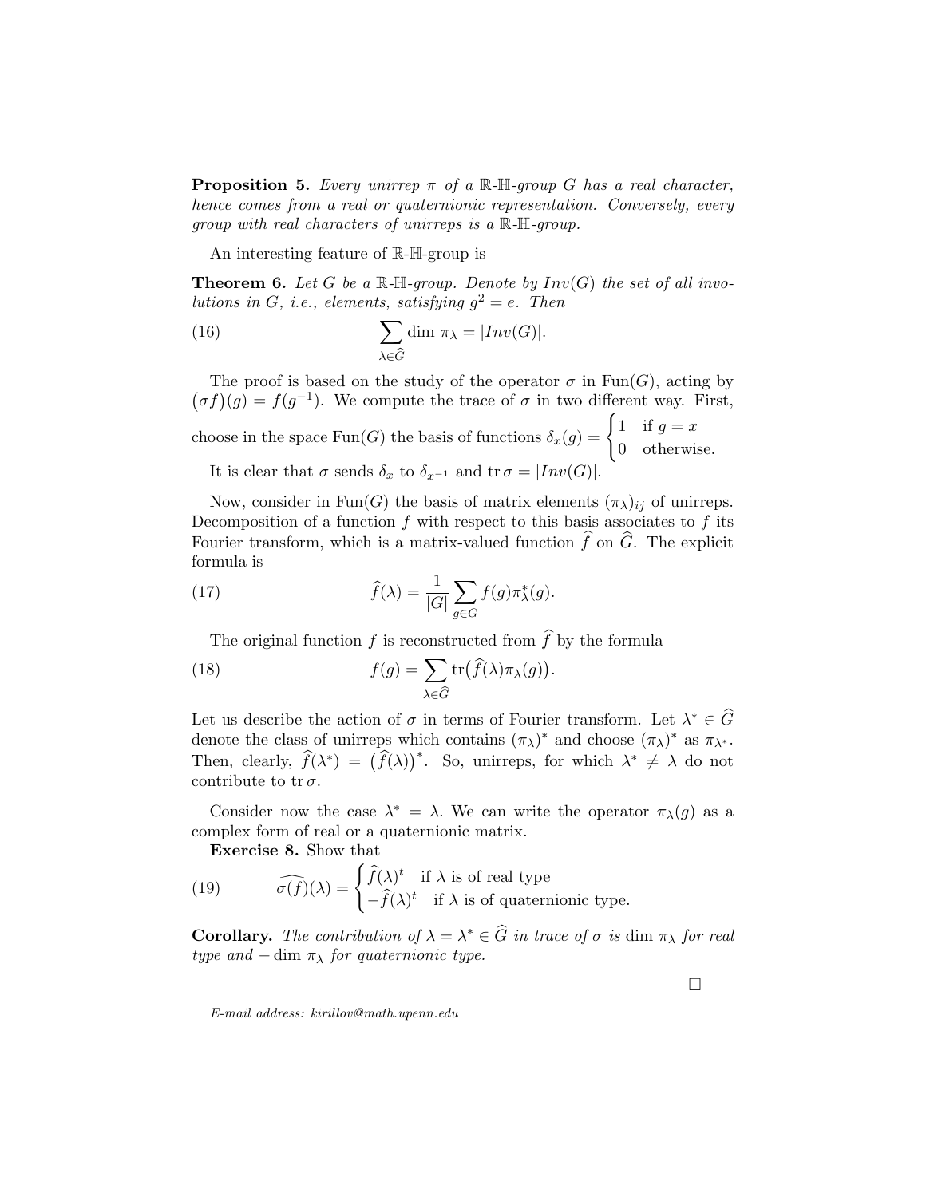**Proposition 5.** *Every unirrep $\pi$ of a $\mathbb{R}$-$\mathbb{H}$-group $G$ has a real character, hence comes from a real or quaternionic representation. Conversely, every group with real characters of unirreps is a $\mathbb{R}$-$\mathbb{H}$-group.*

An interesting feature of $\mathbb{R}$-$\mathbb{H}$-group is

**Theorem 6.** *Let $G$ be a $\mathbb{R}$-$\mathbb{H}$-group. Denote by $Inv(G)$ the set of all involutions in $G$, i.e., elements, satisfying $g^2 = e$. Then*

$$\sum_{\lambda \in \widehat{G}} \dim \, \pi_\lambda = |Inv(G)|. \tag{16}$$

The proof is based on the study of the operator $\sigma$ in $\mathrm{Fun}(G)$, acting by $\big(\sigma f\big)(g) = f(g^{-1})$. We compute the trace of $\sigma$ in two different way. First, choose in the space $\mathrm{Fun}(G)$ the basis of functions $\delta_x(g) = \begin{cases} 1 & \text{if } g = x \\ 0 & \text{otherwise.} \end{cases}$

It is clear that $\sigma$ sends $\delta_x$ to $\delta_{x^{-1}}$ and $\operatorname{tr} \sigma = |Inv(G)|$.

Now, consider in $\mathrm{Fun}(G)$ the basis of matrix elements $(\pi_\lambda)_{ij}$ of unirreps. Decomposition of a function $f$ with respect to this basis associates to $f$ its Fourier transform, which is a matrix-valued function $\widehat{f}$ on $\widehat{G}$. The explicit formula is

$$\widehat{f}(\lambda) = \frac{1}{|G|} \sum_{g \in G} f(g) \pi^*_\lambda(g). \tag{17}$$

The original function $f$ is reconstructed from $\widehat{f}$ by the formula

$$f(g) = \sum_{\lambda \in \widehat{G}} \operatorname{tr}\big(\widehat{f}(\lambda) \pi_\lambda(g)\big). \tag{18}$$

Let us describe the action of $\sigma$ in terms of Fourier transform. Let $\lambda^* \in \widehat{G}$ denote the class of unirreps which contains $(\pi_\lambda)^*$ and choose $(\pi_\lambda)^*$ as $\pi_{\lambda^*}$. Then, clearly, $\widehat{f}(\lambda^*) = \big(\widehat{f}(\lambda)\big)^*$. So, unirreps, for which $\lambda^* \neq \lambda$ do not contribute to $\operatorname{tr} \sigma$.

Consider now the case $\lambda^* = \lambda$. We can write the operator $\pi_\lambda(g)$ as a complex form of real or a quaternionic matrix.

**Exercise 8.** Show that

$$\widehat{\sigma(f)}(\lambda) = \begin{cases} \widehat{f}(\lambda)^t & \text{if } \lambda \text{ is of real type} \\ -\widehat{f}(\lambda)^t & \text{if } \lambda \text{ is of quaternionic type.} \end{cases} \tag{19}$$

**Corollary.** *The contribution of $\lambda = \lambda^* \in \widehat{G}$ in trace of $\sigma$ is $\dim \pi_\lambda$ for real type and $-\dim \pi_\lambda$ for quaternionic type.*

□

*E-mail address: kirillov@math.upenn.edu*